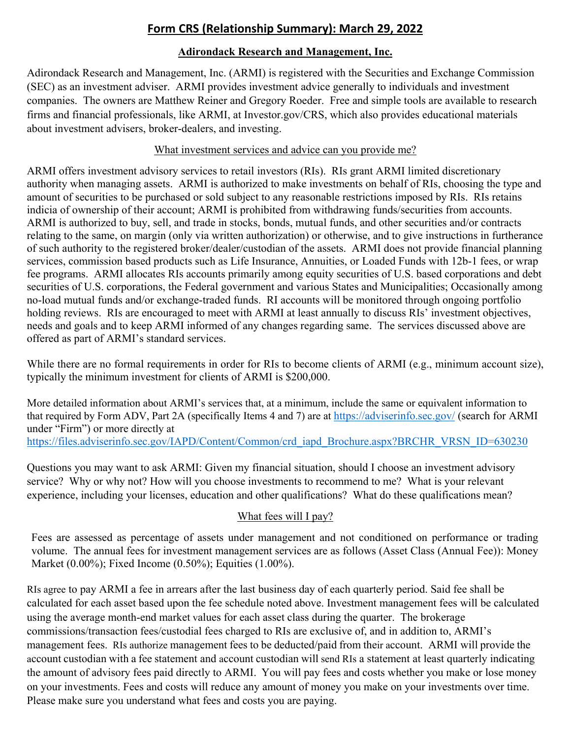# Form CRS (Relationship Summary): March 29, 2022

## Adirondack Research and Management, Inc.

Adirondack Research and Management, Inc. (ARMI) is registered with the Securities and Exchange Commission (SEC) as an investment adviser. ARMI provides investment advice generally to individuals and investment companies. The owners are Matthew Reiner and Gregory Roeder. Free and simple tools are available to research firms and financial professionals, like ARMI, at Investor.gov/CRS, which also provides educational materials about investment advisers, broker-dealers, and investing.

### What investment services and advice can you provide me?

ARMI offers investment advisory services to retail investors (RIs). RIs grant ARMI limited discretionary authority when managing assets. ARMI is authorized to make investments on behalf of RIs, choosing the type and amount of securities to be purchased or sold subject to any reasonable restrictions imposed by RIs. RIs retains indicia of ownership of their account; ARMI is prohibited from withdrawing funds/securities from accounts. ARMI is authorized to buy, sell, and trade in stocks, bonds, mutual funds, and other securities and/or contracts relating to the same, on margin (only via written authorization) or otherwise, and to give instructions in furtherance of such authority to the registered broker/dealer/custodian of the assets. ARMI does not provide financial planning services, commission based products such as Life Insurance, Annuities, or Loaded Funds with 12b-1 fees, or wrap fee programs. ARMI allocates RIs accounts primarily among equity securities of U.S. based corporations and debt securities of U.S. corporations, the Federal government and various States and Municipalities; Occasionally among no-load mutual funds and/or exchange-traded funds. RI accounts will be monitored through ongoing portfolio holding reviews. RIs are encouraged to meet with ARMI at least annually to discuss RIs' investment objectives, needs and goals and to keep ARMI informed of any changes regarding same. The services discussed above are offered as part of ARMI's standard services.

While there are no formal requirements in order for RIs to become clients of ARMI (e.g., minimum account size), typically the minimum investment for clients of ARMI is $200,000.

More detailed information about ARMI's services that, at a minimum, include the same or equivalent information to that required by Form ADV, Part 2A (specifically Items 4 and 7) are at https://adviserinfo.sec.gov/ (search for ARMI under "Firm") or more directly at https://files.adviserinfo.sec.gov/IAPD/Content/Common/crd_iapd_Brochure.aspx?BRCHR_VRSN_ID=630230

Questions you may want to ask ARMI: Given my financial situation, should I choose an investment advisory service? Why or why not? How will you choose investments to recommend to me? What is your relevant experience, including your licenses, education and other qualifications? What do these qualifications mean?

### What fees will I pay?

Fees are assessed as percentage of assets under management and not conditioned on performance or trading volume. The annual fees for investment management services are as follows (Asset Class (Annual Fee)): Money Market (0.00%); Fixed Income (0.50%); Equities (1.00%).

RIs agree to pay ARMI a fee in arrears after the last business day of each quarterly period. Said fee shall be calculated for each asset based upon the fee schedule noted above. Investment management fees will be calculated using the average month-end market values for each asset class during the quarter. The brokerage commissions/transaction fees/custodial fees charged to RIs are exclusive of, and in addition to, ARMI's management fees. RIs authorize management fees to be deducted/paid from their account. ARMI will provide the account custodian with a fee statement and account custodian will send RIs a statement at least quarterly indicating the amount of advisory fees paid directly to ARMI. You will pay fees and costs whether you make or lose money on your investments. Fees and costs will reduce any amount of money you make on your investments over time. Please make sure you understand what fees and costs you are paying.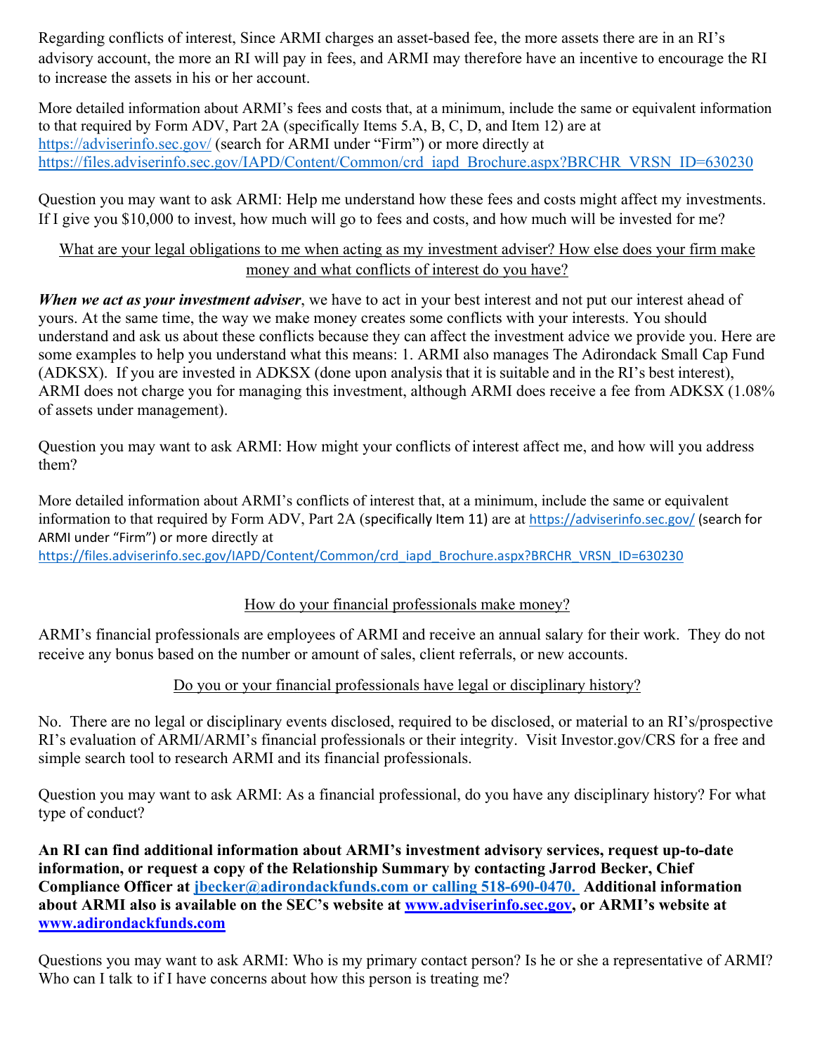Regarding conflicts of interest, Since ARMI charges an asset-based fee, the more assets there are in an RI's advisory account, the more an RI will pay in fees, and ARMI may therefore have an incentive to encourage the RI to increase the assets in his or her account.

More detailed information about ARMI's fees and costs that, at a minimum, include the same or equivalent information to that required by Form ADV, Part 2A (specifically Items 5.A, B, C, D, and Item 12) are at https://adviserinfo.sec.gov/ (search for ARMI under "Firm") or more directly at https://files.adviserinfo.sec.gov/IAPD/Content/Common/crd_iapd_Brochure.aspx?BRCHR_VRSN_ID=630230

Question you may want to ask ARMI: Help me understand how these fees and costs might affect my investments. If I give you $10,000 to invest, how much will go to fees and costs, and how much will be invested for me?

## What are your legal obligations to me when acting as my investment adviser? How else does your firm make money and what conflicts of interest do you have?

***When we act as your investment adviser***, we have to act in your best interest and not put our interest ahead of yours. At the same time, the way we make money creates some conflicts with your interests. You should understand and ask us about these conflicts because they can affect the investment advice we provide you. Here are some examples to help you understand what this means: 1. ARMI also manages The Adirondack Small Cap Fund (ADKSX). If you are invested in ADKSX (done upon analysis that it is suitable and in the RI's best interest), ARMI does not charge you for managing this investment, although ARMI does receive a fee from ADKSX (1.08% of assets under management).

Question you may want to ask ARMI: How might your conflicts of interest affect me, and how will you address them?

More detailed information about ARMI's conflicts of interest that, at a minimum, include the same or equivalent information to that required by Form ADV, Part 2A (specifically Item 11) are at https://adviserinfo.sec.gov/ (search for ARMI under "Firm") or more directly at https://files.adviserinfo.sec.gov/IAPD/Content/Common/crd_iapd_Brochure.aspx?BRCHR_VRSN_ID=630230

## How do your financial professionals make money?

ARMI's financial professionals are employees of ARMI and receive an annual salary for their work. They do not receive any bonus based on the number or amount of sales, client referrals, or new accounts.

## Do you or your financial professionals have legal or disciplinary history?

No. There are no legal or disciplinary events disclosed, required to be disclosed, or material to an RI's/prospective RI's evaluation of ARMI/ARMI's financial professionals or their integrity. Visit Investor.gov/CRS for a free and simple search tool to research ARMI and its financial professionals.

Question you may want to ask ARMI: As a financial professional, do you have any disciplinary history? For what type of conduct?

**An RI can find additional information about ARMI's investment advisory services, request up-to-date information, or request a copy of the Relationship Summary by contacting Jarrod Becker, Chief Compliance Officer at jbecker@adirondackfunds.com or calling 518-690-0470. Additional information about ARMI also is available on the SEC's website at www.adviserinfo.sec.gov, or ARMI's website at www.adirondackfunds.com**

Questions you may want to ask ARMI: Who is my primary contact person? Is he or she a representative of ARMI? Who can I talk to if I have concerns about how this person is treating me?